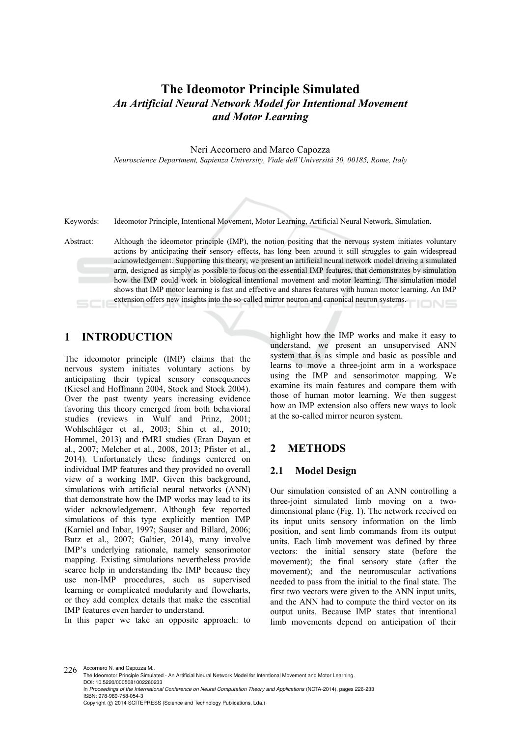# The Ideomotor Principle Simulated

## *An Artificial Neural Network Model for Intentional Movement and Motor Learning*

Neri Accornero and Marco Capozza

*Neuroscience Department, Sapienza University, Viale dell'Università 30, 00185, Rome, Italy*

Keywords: Ideomotor Principle, Intentional Movement, Motor Learning, Artificial Neural Network, Simulation.

Abstract: Although the ideomotor principle (IMP), the notion positing that the nervous system initiates voluntary actions by anticipating their sensory effects, has long been around it still struggles to gain widespread acknowledgement. Supporting this theory, we present an artificial neural network model driving a simulated arm, designed as simply as possible to focus on the essential IMP features, that demonstrates by simulation how the IMP could work in biological intentional movement and motor learning. The simulation model shows that IMP motor learning is fast and effective and shares features with human motor learning. An IMP extension offers new insights into the so-called mirror neuron and canonical neuron systems.

## 1 INTRODUCTION

The ideomotor principle (IMP) claims that the nervous system initiates voluntary actions by anticipating their typical sensory consequences (Kiesel and Hoffmann 2004, Stock and Stock 2004). Over the past twenty years increasing evidence favoring this theory emerged from both behavioral studies (reviews in Wulf and Prinz, 2001; Wohlschläger et al., 2003; Shin et al., 2010; Hommel, 2013) and fMRI studies (Eran Dayan et al., 2007; Melcher et al., 2008, 2013; Pfister et al., 2014). Unfortunately these findings centered on individual IMP features and they provided no overall view of a working IMP. Given this background, simulations with artificial neural networks (ANN) that demonstrate how the IMP works may lead to its wider acknowledgement. Although few reported simulations of this type explicitly mention IMP (Karniel and Inbar, 1997; Sauser and Billard, 2006; Butz et al., 2007; Galtier, 2014), many involve IMP's underlying rationale, namely sensorimotor mapping. Existing simulations nevertheless provide scarce help in understanding the IMP because they use non-IMP procedures, such as supervised learning or complicated modularity and flowcharts, or they add complex details that make the essential IMP features even harder to understand.

In this paper we take an opposite approach: to highlight how the IMP works and make it easy to understand, we present an unsupervised ANN system that is as simple and basic as possible and learns to move a three-joint arm in a workspace using the IMP and sensorimotor mapping. We examine its main features and compare them with those of human motor learning. We then suggest how an IMP extension also offers new ways to look at the so-called mirror neuron system.

## 2 METHODS

### 2.1 Model Design

Our simulation consisted of an ANN controlling a three-joint simulated limb moving on a two-dimensional plane (Fig. 1). The network received on its input units sensory information on the limb position, and sent limb commands from its output units. Each limb movement was defined by three vectors: the initial sensory state (before the movement); the final sensory state (after the movement); and the neuromuscular activations needed to pass from the initial to the final state. The first two vectors were given to the ANN input units, and the ANN had to compute the third vector on its output units. Because IMP states that intentional limb movements depend on anticipation of their

Accornero N. and Capozza M..
The Ideomotor Principle Simulated - An Artificial Neural Network Model for Intentional Movement and Motor Learning.
DOI: 10.5220/0005081002260233
In *Proceedings of the International Conference on Neural Computation Theory and Applications* (NCTA-2014), pages 226-233
ISBN: 978-989-758-054-3
Copyright © 2014 SCITEPRESS (Science and Technology Publications, Lda.)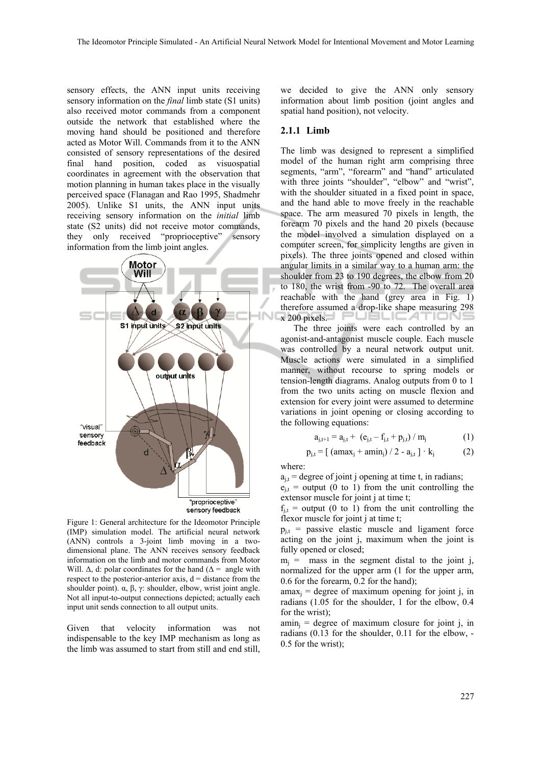sensory effects, the ANN input units receiving sensory information on the *final* limb state (S1 units) also received motor commands from a component outside the network that established where the moving hand should be positioned and therefore acted as Motor Will. Commands from it to the ANN consisted of sensory representations of the desired final hand position, coded as visuospatial coordinates in agreement with the observation that motion planning in human takes place in the visually perceived space (Flanagan and Rao 1995, Shadmehr 2005). Unlike S1 units, the ANN input units receiving sensory information on the *initial* limb state (S2 units) did not receive motor commands, they only received "proprioceptive" sensory information from the limb joint angles.

Motor Will

Δ d α β γ

S1 input units S2 input units

output units

"visual" sensory feedback

d

Δ α β γ

"proprioceptive" sensory feedback

Figure 1: General architecture for the Ideomotor Principle (IMP) simulation model. The artificial neural network (ANN) controls a 3-joint limb moving in a two-dimensional plane. The ANN receives sensory feedback information on the limb and motor commands from Motor Will. Δ, d: polar coordinates for the hand (Δ = angle with respect to the posterior-anterior axis, d = distance from the shoulder point). α, β, γ: shoulder, elbow, wrist joint angle. Not all input-to-output connections depicted; actually each input unit sends connection to all output units.

Given that velocity information was not indispensable to the key IMP mechanism as long as the limb was assumed to start from still and end still, we decided to give the ANN only sensory information about limb position (joint angles and spatial hand position), not velocity.

### 2.1.1 Limb

The limb was designed to represent a simplified model of the human right arm comprising three segments, "arm", "forearm" and "hand" articulated with three joints "shoulder", "elbow" and "wrist", with the shoulder situated in a fixed point in space, and the hand able to move freely in the reachable space. The arm measured 70 pixels in length, the forearm 70 pixels and the hand 20 pixels (because the model involved a simulation displayed on a computer screen, for simplicity lengths are given in pixels). The three joints opened and closed within angular limits in a similar way to a human arm: the shoulder from 23 to 190 degrees, the elbow from 20 to 180, the wrist from -90 to 72. The overall area reachable with the hand (grey area in Fig. 1) therefore assumed a drop-like shape measuring 298 x 200 pixels.

The three joints were each controlled by an agonist-and-antagonist muscle couple. Each muscle was controlled by a neural network output unit. Muscle actions were simulated in a simplified manner, without recourse to spring models or tension-length diagrams. Analog outputs from 0 to 1 from the two units acting on muscle flexion and extension for every joint were assumed to determine variations in joint opening or closing according to the following equations:

$$a_{j,t+1} = a_{j,t} + (e_{j,t} - f_{j,t} + p_{j,t}) / m_j \quad (1)$$

$$p_{j,t} = [ (amax_j + amin_j) / 2 - a_{j,t} ] \cdot k_j \quad (2)$$

where:

$a_{j,t}$ = degree of joint j opening at time t, in radians;

$e_{j,t}$ = output (0 to 1) from the unit controlling the extensor muscle for joint j at time t;

$f_{j,t}$ = output (0 to 1) from the unit controlling the flexor muscle for joint j at time t;

$p_{j,t}$ = passive elastic muscle and ligament force acting on the joint j, maximum when the joint is fully opened or closed;

$m_j$ = mass in the segment distal to the joint j, normalized for the upper arm (1 for the upper arm, 0.6 for the forearm, 0.2 for the hand);

$amax_j$ = degree of maximum opening for joint j, in radians (1.05 for the shoulder, 1 for the elbow, 0.4 for the wrist);

$amin_j$ = degree of maximum closure for joint j, in radians (0.13 for the shoulder, 0.11 for the elbow, -0.5 for the wrist);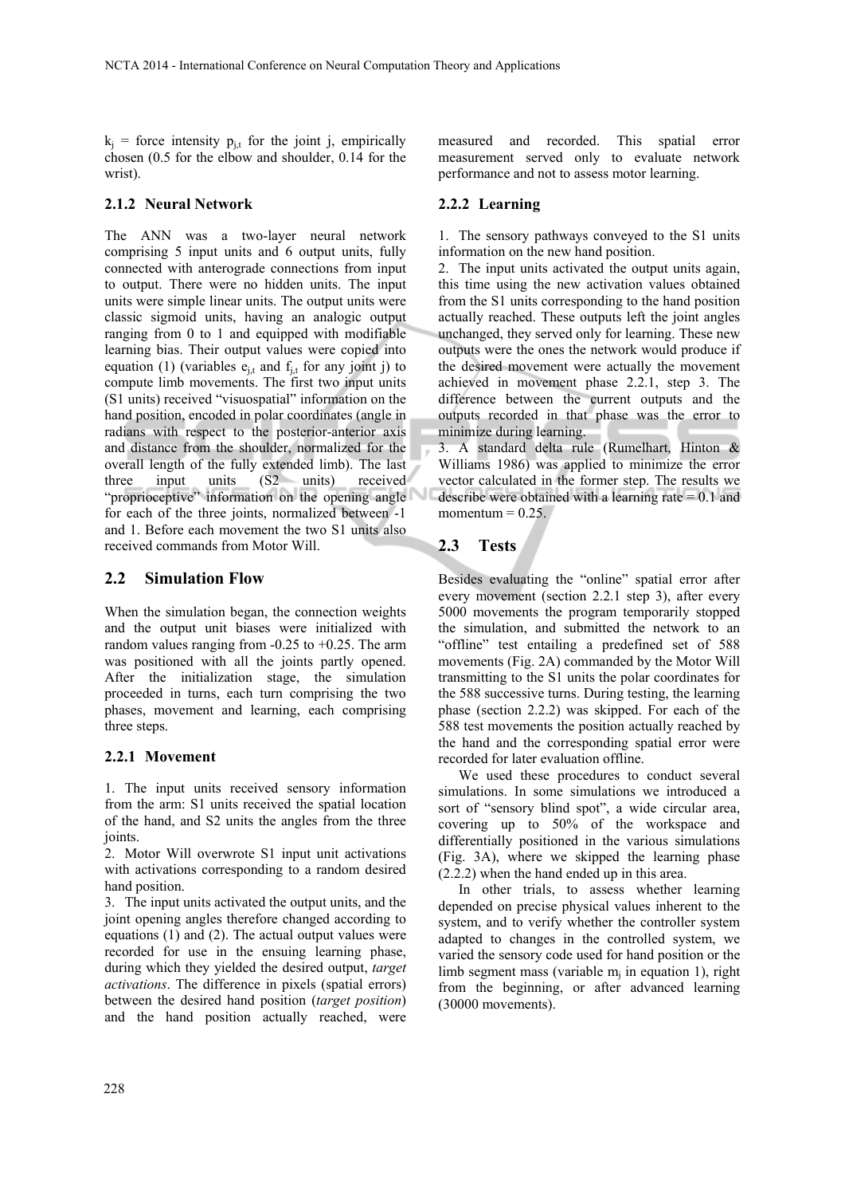$k_j$ = force intensity $p_{j,t}$ for the joint j, empirically chosen (0.5 for the elbow and shoulder, 0.14 for the wrist).

### 2.1.2 Neural Network

The ANN was a two-layer neural network comprising 5 input units and 6 output units, fully connected with anterograde connections from input to output. There were no hidden units. The input units were simple linear units. The output units were classic sigmoid units, having an analogic output ranging from 0 to 1 and equipped with modifiable learning bias. Their output values were copied into equation (1) (variables $e_{j,t}$ and $f_{j,t}$ for any joint j) to compute limb movements. The first two input units (S1 units) received "visuospatial" information on the hand position, encoded in polar coordinates (angle in radians with respect to the posterior-anterior axis and distance from the shoulder, normalized for the overall length of the fully extended limb). The last three input units (S2 units) received "proprioceptive" information on the opening angle for each of the three joints, normalized between -1 and 1. Before each movement the two S1 units also received commands from Motor Will.

## 2.2 Simulation Flow

When the simulation began, the connection weights and the output unit biases were initialized with random values ranging from -0.25 to +0.25. The arm was positioned with all the joints partly opened. After the initialization stage, the simulation proceeded in turns, each turn comprising the two phases, movement and learning, each comprising three steps.

### 2.2.1 Movement

1. The input units received sensory information from the arm: S1 units received the spatial location of the hand, and S2 units the angles from the three joints.
2. Motor Will overwrote S1 input unit activations with activations corresponding to a random desired hand position.
3. The input units activated the output units, and the joint opening angles therefore changed according to equations (1) and (2). The actual output values were recorded for use in the ensuing learning phase, during which they yielded the desired output, *target activations*. The difference in pixels (spatial errors) between the desired hand position (*target position*) and the hand position actually reached, were measured and recorded. This spatial error measurement served only to evaluate network performance and not to assess motor learning.

### 2.2.2 Learning

1. The sensory pathways conveyed to the S1 units information on the new hand position.
2. The input units activated the output units again, this time using the new activation values obtained from the S1 units corresponding to the hand position actually reached. These outputs left the joint angles unchanged, they served only for learning. These new outputs were the ones the network would produce if the desired movement were actually the movement achieved in movement phase 2.2.1, step 3. The difference between the current outputs and the outputs recorded in that phase was the error to minimize during learning.
3. A standard delta rule (Rumelhart, Hinton & Williams 1986) was applied to minimize the error vector calculated in the former step. The results we describe were obtained with a learning rate = 0.1 and momentum = 0.25.

## 2.3 Tests

Besides evaluating the "online" spatial error after every movement (section 2.2.1 step 3), after every 5000 movements the program temporarily stopped the simulation, and submitted the network to an "offline" test entailing a predefined set of 588 movements (Fig. 2A) commanded by the Motor Will transmitting to the S1 units the polar coordinates for the 588 successive turns. During testing, the learning phase (section 2.2.2) was skipped. For each of the 588 test movements the position actually reached by the hand and the corresponding spatial error were recorded for later evaluation offline.

We used these procedures to conduct several simulations. In some simulations we introduced a sort of "sensory blind spot", a wide circular area, covering up to 50% of the workspace and differentially positioned in the various simulations (Fig. 3A), where we skipped the learning phase (2.2.2) when the hand ended up in this area.

In other trials, to assess whether learning depended on precise physical values inherent to the system, and to verify whether the controller system adapted to changes in the controlled system, we varied the sensory code used for hand position or the limb segment mass (variable $m_j$ in equation 1), right from the beginning, or after advanced learning (30000 movements).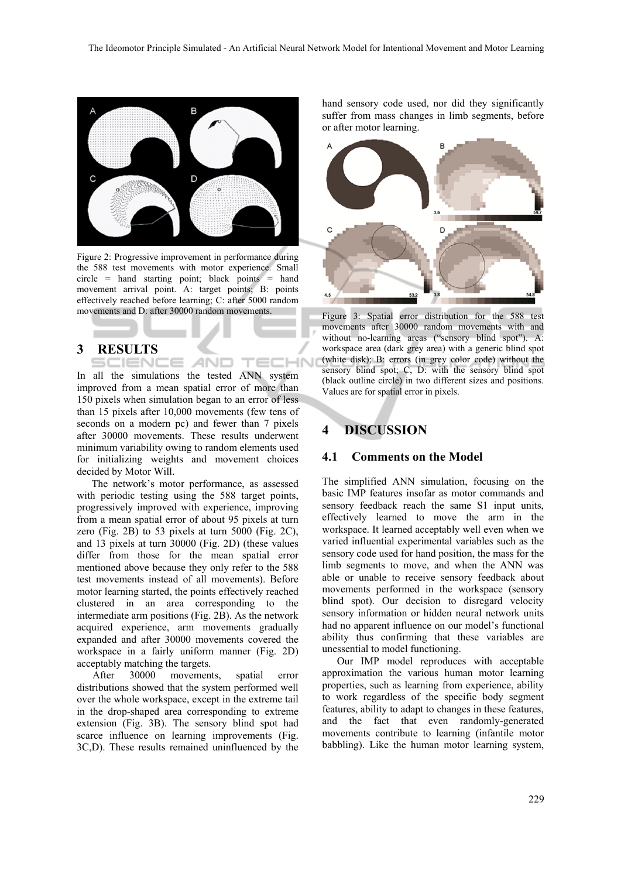Figure 2: Progressive improvement in performance during the 588 test movements with motor experience. Small circle = hand starting point; black points = hand movement arrival point. A: target points; B: points effectively reached before learning; C: after 5000 random movements and D: after 30000 random movements.

## 3 RESULTS

In all the simulations the tested ANN system improved from a mean spatial error of more than 150 pixels when simulation began to an error of less than 15 pixels after 10,000 movements (few tens of seconds on a modern pc) and fewer than 7 pixels after 30000 movements. These results underwent minimum variability owing to random elements used for initializing weights and movement choices decided by Motor Will.

The network's motor performance, as assessed with periodic testing using the 588 target points, progressively improved with experience, improving from a mean spatial error of about 95 pixels at turn zero (Fig. 2B) to 53 pixels at turn 5000 (Fig. 2C), and 13 pixels at turn 30000 (Fig. 2D) (these values differ from those for the mean spatial error mentioned above because they only refer to the 588 test movements instead of all movements). Before motor learning started, the points effectively reached clustered in an area corresponding to the intermediate arm positions (Fig. 2B). As the network acquired experience, arm movements gradually expanded and after 30000 movements covered the workspace in a fairly uniform manner (Fig. 2D) acceptably matching the targets.

After 30000 movements, spatial error distributions showed that the system performed well over the whole workspace, except in the extreme tail in the drop-shaped area corresponding to extreme extension (Fig. 3B). The sensory blind spot had scarce influence on learning improvements (Fig. 3C,D). These results remained uninfluenced by the hand sensory code used, nor did they significantly suffer from mass changes in limb segments, before or after motor learning.

3.6

59.7

4.5

53.2

3.8

54.8

Figure 3: Spatial error distribution for the 588 test movements after 30000 random movements with and without no-learning areas ("sensory blind spot"). A: workspace area (dark grey area) with a generic blind spot (white disk); B: errors (in grey color code) without the sensory blind spot; C, D: with the sensory blind spot (black outline circle) in two different sizes and positions. Values are for spatial error in pixels.

## 4 DISCUSSION

### 4.1 Comments on the Model

The simplified ANN simulation, focusing on the basic IMP features insofar as motor commands and sensory feedback reach the same S1 input units, effectively learned to move the arm in the workspace. It learned acceptably well even when we varied influential experimental variables such as the sensory code used for hand position, the mass for the limb segments to move, and when the ANN was able or unable to receive sensory feedback about movements performed in the workspace (sensory blind spot). Our decision to disregard velocity sensory information or hidden neural network units had no apparent influence on our model's functional ability thus confirming that these variables are unessential to model functioning.

Our IMP model reproduces with acceptable approximation the various human motor learning properties, such as learning from experience, ability to work regardless of the specific body segment features, ability to adapt to changes in these features, and the fact that even randomly-generated movements contribute to learning (infantile motor babbling). Like the human motor learning system,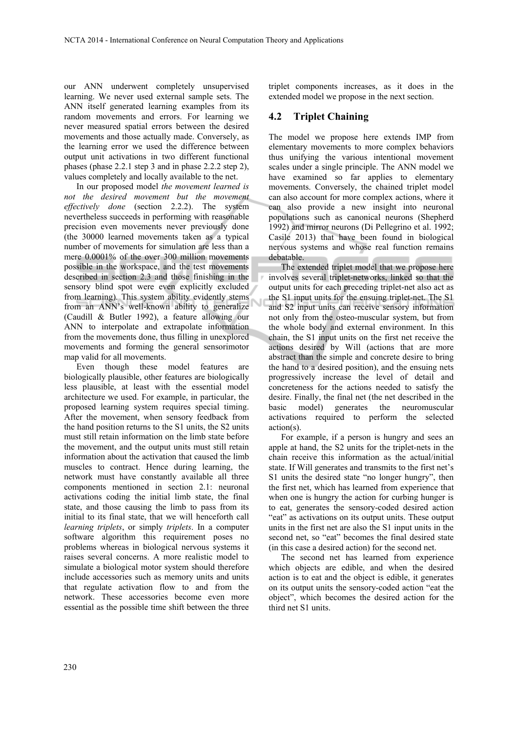our ANN underwent completely unsupervised learning. We never used external sample sets. The ANN itself generated learning examples from its random movements and errors. For learning we never measured spatial errors between the desired movements and those actually made. Conversely, as the learning error we used the difference between output unit activations in two different functional phases (phase 2.2.1 step 3 and in phase 2.2.2 step 2), values completely and locally available to the net.

In our proposed model *the movement learned is not the desired movement but the movement effectively done* (section 2.2.2). The system nevertheless succeeds in performing with reasonable precision even movements never previously done (the 30000 learned movements taken as a typical number of movements for simulation are less than a mere 0.0001% of the over 300 million movements possible in the workspace, and the test movements described in section 2.3 and those finishing in the sensory blind spot were even explicitly excluded from learning). This system ability evidently stems from an ANN's well-known ability to generalize (Caudill & Butler 1992), a feature allowing our ANN to interpolate and extrapolate information from the movements done, thus filling in unexplored movements and forming the general sensorimotor map valid for all movements.

Even though these model features are biologically plausible, other features are biologically less plausible, at least with the essential model architecture we used. For example, in particular, the proposed learning system requires special timing. After the movement, when sensory feedback from the hand position returns to the S1 units, the S2 units must still retain information on the limb state before the movement, and the output units must still retain information about the activation that caused the limb muscles to contract. Hence during learning, the network must have constantly available all three components mentioned in section 2.1: neuronal activations coding the initial limb state, the final state, and those causing the limb to pass from its initial to its final state, that we will henceforth call *learning triplets*, or simply *triplets*. In a computer software algorithm this requirement poses no problems whereas in biological nervous systems it raises several concerns. A more realistic model to simulate a biological motor system should therefore include accessories such as memory units and units that regulate activation flow to and from the network. These accessories become even more essential as the possible time shift between the three triplet components increases, as it does in the extended model we propose in the next section.

## 4.2 Triplet Chaining

The model we propose here extends IMP from elementary movements to more complex behaviors thus unifying the various intentional movement scales under a single principle. The ANN model we have examined so far applies to elementary movements. Conversely, the chained triplet model can also account for more complex actions, where it can also provide a new insight into neuronal populations such as canonical neurons (Shepherd 1992) and mirror neurons (Di Pellegrino et al. 1992; Casile 2013) that have been found in biological nervous systems and whose real function remains debatable.

The extended triplet model that we propose here involves several triplet-networks, linked so that the output units for each preceding triplet-net also act as the S1 input units for the ensuing triplet-net. The S1 and S2 input units can receive sensory information not only from the osteo-muscular system, but from the whole body and external environment. In this chain, the S1 input units on the first net receive the actions desired by Will (actions that are more abstract than the simple and concrete desire to bring the hand to a desired position), and the ensuing nets progressively increase the level of detail and concreteness for the actions needed to satisfy the desire. Finally, the final net (the net described in the basic model) generates the neuromuscular activations required to perform the selected action(s).

For example, if a person is hungry and sees an apple at hand, the S2 units for the triplet-nets in the chain receive this information as the actual/initial state. If Will generates and transmits to the first net's S1 units the desired state "no longer hungry", then the first net, which has learned from experience that when one is hungry the action for curbing hunger is to eat, generates the sensory-coded desired action "eat" as activations on its output units. These output units in the first net are also the S1 input units in the second net, so "eat" becomes the final desired state (in this case a desired action) for the second net.

The second net has learned from experience which objects are edible, and when the desired action is to eat and the object is edible, it generates on its output units the sensory-coded action "eat the object", which becomes the desired action for the third net S1 units.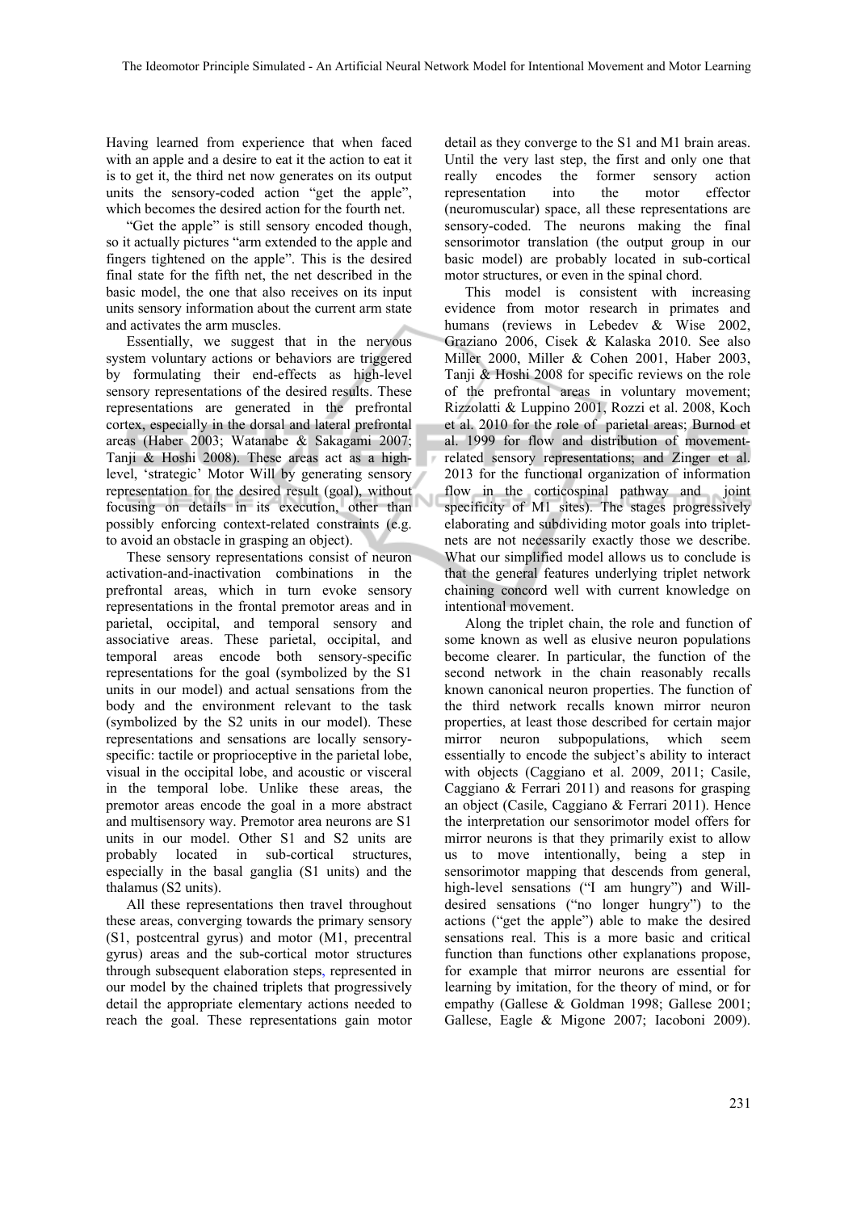Having learned from experience that when faced with an apple and a desire to eat it the action to eat it is to get it, the third net now generates on its output units the sensory-coded action "get the apple", which becomes the desired action for the fourth net.

"Get the apple" is still sensory encoded though, so it actually pictures "arm extended to the apple and fingers tightened on the apple". This is the desired final state for the fifth net, the net described in the basic model, the one that also receives on its input units sensory information about the current arm state and activates the arm muscles.

Essentially, we suggest that in the nervous system voluntary actions or behaviors are triggered by formulating their end-effects as high-level sensory representations of the desired results. These representations are generated in the prefrontal cortex, especially in the dorsal and lateral prefrontal areas (Haber 2003; Watanabe & Sakagami 2007; Tanji & Hoshi 2008). These areas act as a high-level, 'strategic' Motor Will by generating sensory representation for the desired result (goal), without focusing on details in its execution, other than possibly enforcing context-related constraints (e.g. to avoid an obstacle in grasping an object).

These sensory representations consist of neuron activation-and-inactivation combinations in the prefrontal areas, which in turn evoke sensory representations in the frontal premotor areas and in parietal, occipital, and temporal sensory and associative areas. These parietal, occipital, and temporal areas encode both sensory-specific representations for the goal (symbolized by the S1 units in our model) and actual sensations from the body and the environment relevant to the task (symbolized by the S2 units in our model). These representations and sensations are locally sensory-specific: tactile or proprioceptive in the parietal lobe, visual in the occipital lobe, and acoustic or visceral in the temporal lobe. Unlike these areas, the premotor areas encode the goal in a more abstract and multisensory way. Premotor area neurons are S1 units in our model. Other S1 and S2 units are probably located in sub-cortical structures, especially in the basal ganglia (S1 units) and the thalamus (S2 units).

All these representations then travel throughout these areas, converging towards the primary sensory (S1, postcentral gyrus) and motor (M1, precentral gyrus) areas and the sub-cortical motor structures through subsequent elaboration steps, represented in our model by the chained triplets that progressively detail the appropriate elementary actions needed to reach the goal. These representations gain motor detail as they converge to the S1 and M1 brain areas. Until the very last step, the first and only one that really encodes the former sensory action representation into the motor effector (neuromuscular) space, all these representations are sensory-coded. The neurons making the final sensorimotor translation (the output group in our basic model) are probably located in sub-cortical motor structures, or even in the spinal chord.

This model is consistent with increasing evidence from motor research in primates and humans (reviews in Lebedev & Wise 2002, Graziano 2006, Cisek & Kalaska 2010. See also Miller 2000, Miller & Cohen 2001, Haber 2003, Tanji & Hoshi 2008 for specific reviews on the role of the prefrontal areas in voluntary movement; Rizzolatti & Luppino 2001, Rozzi et al. 2008, Koch et al. 2010 for the role of parietal areas; Burnod et al. 1999 for flow and distribution of movement-related sensory representations; and Zinger et al. 2013 for the functional organization of information flow in the corticospinal pathway and joint specificity of M1 sites). The stages progressively elaborating and subdividing motor goals into triplet-nets are not necessarily exactly those we describe. What our simplified model allows us to conclude is that the general features underlying triplet network chaining concord well with current knowledge on intentional movement.

Along the triplet chain, the role and function of some known as well as elusive neuron populations become clearer. In particular, the function of the second network in the chain reasonably recalls known canonical neuron properties. The function of the third network recalls known mirror neuron properties, at least those described for certain major mirror neuron subpopulations, which seem essentially to encode the subject's ability to interact with objects (Caggiano et al. 2009, 2011; Casile, Caggiano & Ferrari 2011) and reasons for grasping an object (Casile, Caggiano & Ferrari 2011). Hence the interpretation our sensorimotor model offers for mirror neurons is that they primarily exist to allow us to move intentionally, being a step in sensorimotor mapping that descends from general, high-level sensations ("I am hungry") and Will-desired sensations ("no longer hungry") to the actions ("get the apple") able to make the desired sensations real. This is a more basic and critical function than functions other explanations propose, for example that mirror neurons are essential for learning by imitation, for the theory of mind, or for empathy (Gallese & Goldman 1998; Gallese 2001; Gallese, Eagle & Migone 2007; Iacoboni 2009).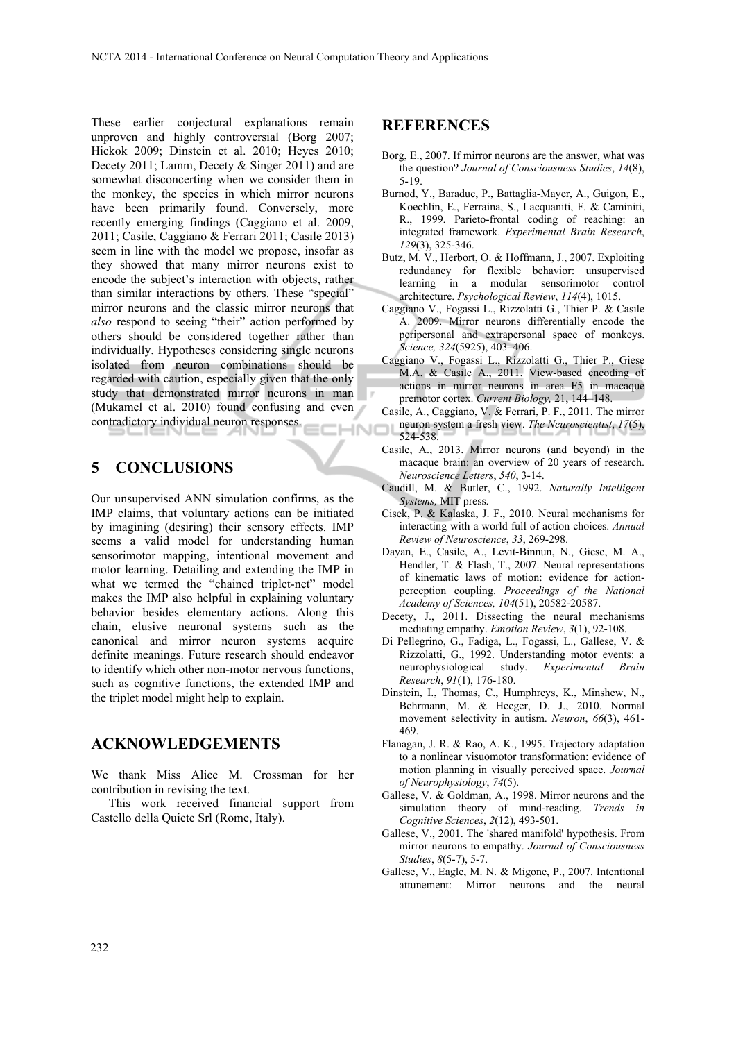These earlier conjectural explanations remain unproven and highly controversial (Borg 2007; Hickok 2009; Dinstein et al. 2010; Heyes 2010; Decety 2011; Lamm, Decety & Singer 2011) and are somewhat disconcerting when we consider them in the monkey, the species in which mirror neurons have been primarily found. Conversely, more recently emerging findings (Caggiano et al. 2009, 2011; Casile, Caggiano & Ferrari 2011; Casile 2013) seem in line with the model we propose, insofar as they showed that many mirror neurons exist to encode the subject's interaction with objects, rather than similar interactions by others. These "special" mirror neurons and the classic mirror neurons that *also* respond to seeing "their" action performed by others should be considered together rather than individually. Hypotheses considering single neurons isolated from neuron combinations should be regarded with caution, especially given that the only study that demonstrated mirror neurons in man (Mukamel et al. 2010) found confusing and even contradictory individual neuron responses.

## 5 CONCLUSIONS

Our unsupervised ANN simulation confirms, as the IMP claims, that voluntary actions can be initiated by imagining (desiring) their sensory effects. IMP seems a valid model for understanding human sensorimotor mapping, intentional movement and motor learning. Detailing and extending the IMP in what we termed the "chained triplet-net" model makes the IMP also helpful in explaining voluntary behavior besides elementary actions. Along this chain, elusive neuronal systems such as the canonical and mirror neuron systems acquire definite meanings. Future research should endeavor to identify which other non-motor nervous functions, such as cognitive functions, the extended IMP and the triplet model might help to explain.

## ACKNOWLEDGEMENTS

We thank Miss Alice M. Crossman for her contribution in revising the text.

This work received financial support from Castello della Quiete Srl (Rome, Italy).

## REFERENCES

Borg, E., 2007. If mirror neurons are the answer, what was the question? *Journal of Consciousness Studies*, *14*(8), 5-19.

Burnod, Y., Baraduc, P., Battaglia-Mayer, A., Guigon, E., Koechlin, E., Ferraina, S., Lacquaniti, F. & Caminiti, R., 1999. Parieto-frontal coding of reaching: an integrated framework. *Experimental Brain Research*, *129*(3), 325-346.

Butz, M. V., Herbort, O. & Hoffmann, J., 2007. Exploiting redundancy for flexible behavior: unsupervised learning in a modular sensorimotor control architecture. *Psychological Review*, *114*(4), 1015.

Caggiano V., Fogassi L., Rizzolatti G., Thier P. & Casile A. 2009. Mirror neurons differentially encode the peripersonal and extrapersonal space of monkeys. *Science, 324*(5925), 403–406.

Caggiano V., Fogassi L., Rizzolatti G., Thier P., Giese M.A. & Casile A., 2011. View-based encoding of actions in mirror neurons in area F5 in macaque premotor cortex. *Current Biology,* 21, 144–148.

Casile, A., Caggiano, V. & Ferrari, P. F., 2011. The mirror neuron system a fresh view. *The Neuroscientist*, *17*(5), 524-538.

Casile, A., 2013. Mirror neurons (and beyond) in the macaque brain: an overview of 20 years of research. *Neuroscience Letters*, *540*, 3-14.

Caudill, M. & Butler, C., 1992. *Naturally Intelligent Systems,* MIT press.

Cisek, P. & Kalaska, J. F., 2010. Neural mechanisms for interacting with a world full of action choices. *Annual Review of Neuroscience*, *33*, 269-298.

Dayan, E., Casile, A., Levit-Binnun, N., Giese, M. A., Hendler, T. & Flash, T., 2007. Neural representations of kinematic laws of motion: evidence for action-perception coupling. *Proceedings of the National Academy of Sciences, 104*(51), 20582-20587.

Decety, J., 2011. Dissecting the neural mechanisms mediating empathy. *Emotion Review*, *3*(1), 92-108.

Di Pellegrino, G., Fadiga, L., Fogassi, L., Gallese, V. & Rizzolatti, G., 1992. Understanding motor events: a neurophysiological study. *Experimental Brain Research*, *91*(1), 176-180.

Dinstein, I., Thomas, C., Humphreys, K., Minshew, N., Behrmann, M. & Heeger, D. J., 2010. Normal movement selectivity in autism. *Neuron*, *66*(3), 461-469.

Flanagan, J. R. & Rao, A. K., 1995. Trajectory adaptation to a nonlinear visuomotor transformation: evidence of motion planning in visually perceived space. *Journal of Neurophysiology*, *74*(5).

Gallese, V. & Goldman, A., 1998. Mirror neurons and the simulation theory of mind-reading. *Trends in Cognitive Sciences*, *2*(12), 493-501.

Gallese, V., 2001. The 'shared manifold' hypothesis. From mirror neurons to empathy. *Journal of Consciousness Studies*, *8*(5-7), 5-7.

Gallese, V., Eagle, M. N. & Migone, P., 2007. Intentional attunement: Mirror neurons and the neural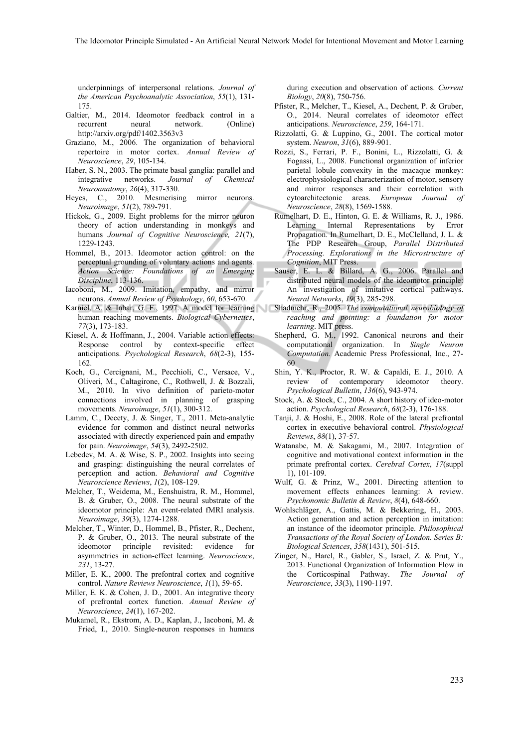underpinnings of interpersonal relations. *Journal of the American Psychoanalytic Association*, *55*(1), 131-175.

Galtier, M., 2014. Ideomotor feedback control in a recurrent neural network. (Online) http://arxiv.org/pdf/1402.3563v3

Graziano, M., 2006. The organization of behavioral repertoire in motor cortex. *Annual Review of Neuroscience*, *29*, 105-134.

Haber, S. N., 2003. The primate basal ganglia: parallel and integrative networks. *Journal of Chemical Neuroanatomy*, *26*(4), 317-330.

Heyes, C., 2010. Mesmerising mirror neurons. *Neuroimage*, *51*(2), 789-791.

Hickok, G., 2009. Eight problems for the mirror neuron theory of action understanding in monkeys and humans *Journal of Cognitive Neuroscience, 21*(7), 1229-1243.

Hommel, B., 2013. Ideomotor action control: on the perceptual grounding of voluntary actions and agents. *Action Science: Foundations of an Emerging Discipline*, 113-136.

Iacoboni, M., 2009. Imitation, empathy, and mirror neurons. *Annual Review of Psychology*, *60*, 653-670.

Karniel, A. & Inbar, G. F., 1997. A model for learning human reaching movements. *Biological Cybernetics*, *77*(3), 173-183.

Kiesel, A. & Hoffmann, J., 2004. Variable action effects: Response control by context-specific effect anticipations. *Psychological Research*, *68*(2-3), 155-162.

Koch, G., Cercignani, M., Pecchioli, C., Versace, V., Oliveri, M., Caltagirone, C., Rothwell, J. & Bozzali, M., 2010. In vivo definition of parieto-motor connections involved in planning of grasping movements. *Neuroimage*, *51*(1), 300-312.

Lamm, C., Decety, J. & Singer, T., 2011. Meta-analytic evidence for common and distinct neural networks associated with directly experienced pain and empathy for pain. *Neuroimage*, *54*(3), 2492-2502.

Lebedev, M. A. & Wise, S. P., 2002. Insights into seeing and grasping: distinguishing the neural correlates of perception and action. *Behavioral and Cognitive Neuroscience Reviews*, *1*(2), 108-129.

Melcher, T., Weidema, M., Eenshuistra, R. M., Hommel, B. & Gruber, O., 2008. The neural substrate of the ideomotor principle: An event-related fMRI analysis. *Neuroimage*, *39*(3), 1274-1288.

Melcher, T., Winter, D., Hommel, B., Pfister, R., Dechent, P. & Gruber, O., 2013. The neural substrate of the ideomotor principle revisited: evidence for asymmetries in action-effect learning. *Neuroscience*, *231*, 13-27.

Miller, E. K., 2000. The prefontral cortex and cognitive control. *Nature Reviews Neuroscience*, *1*(1), 59-65.

Miller, E. K. & Cohen, J. D., 2001. An integrative theory of prefrontal cortex function. *Annual Review of Neuroscience*, *24*(1), 167-202.

Mukamel, R., Ekstrom, A. D., Kaplan, J., Iacoboni, M. & Fried, I., 2010. Single-neuron responses in humans during execution and observation of actions. *Current Biology*, *20*(8), 750-756.

Pfister, R., Melcher, T., Kiesel, A., Dechent, P. & Gruber, O., 2014. Neural correlates of ideomotor effect anticipations. *Neuroscience*, *259*, 164-171.

Rizzolatti, G. & Luppino, G., 2001. The cortical motor system. *Neuron*, *31*(6), 889-901.

Rozzi, S., Ferrari, P. F., Bonini, L., Rizzolatti, G. & Fogassi, L., 2008. Functional organization of inferior parietal lobule convexity in the macaque monkey: electrophysiological characterization of motor, sensory and mirror responses and their correlation with cytoarchitectonic areas. *European Journal of Neuroscience*, *28*(8), 1569-1588.

Rumelhart, D. E., Hinton, G. E. & Williams, R. J., 1986. Learning Internal Representations by Error Propagation. In Rumelhart, D. E., McClelland, J. L. & The PDP Research Group, *Parallel Distributed Processing. Explorations in the Microstructure of Cognition*, MIT Press.

Sauser, E. L. & Billard, A. G., 2006. Parallel and distributed neural models of the ideomotor principle: An investigation of imitative cortical pathways. *Neural Networks*, *19*(3), 285-298.

Shadmehr, R., 2005. *The computational neurobiology of reaching and pointing: a foundation for motor learning*. MIT press.

Shepherd, G. M., 1992. Canonical neurons and their computational organization. In *Single Neuron Computation*. Academic Press Professional, Inc., 27-60

Shin, Y. K., Proctor, R. W. & Capaldi, E. J., 2010. A review of contemporary ideomotor theory. *Psychological Bulletin*, *136*(6), 943-974.

Stock, A. & Stock, C., 2004. A short history of ideo-motor action. *Psychological Research*, *68*(2-3), 176-188.

Tanji, J. & Hoshi, E., 2008. Role of the lateral prefrontal cortex in executive behavioral control. *Physiological Reviews*, *88*(1), 37-57.

Watanabe, M. & Sakagami, M., 2007. Integration of cognitive and motivational context information in the primate prefrontal cortex. *Cerebral Cortex*, *17*(suppl 1), 101-109.

Wulf, G. & Prinz, W., 2001. Directing attention to movement effects enhances learning: A review. *Psychonomic Bulletin & Review*, *8*(4), 648-660.

Wohlschläger, A., Gattis, M. & Bekkering, H., 2003. Action generation and action perception in imitation: an instance of the ideomotor principle. *Philosophical Transactions of the Royal Society of London. Series B: Biological Sciences*, *358*(1431), 501-515.

Zinger, N., Harel, R., Gabler, S., Israel, Z. & Prut, Y., 2013. Functional Organization of Information Flow in the Corticospinal Pathway. *The Journal of Neuroscience*, *33*(3), 1190-1197.